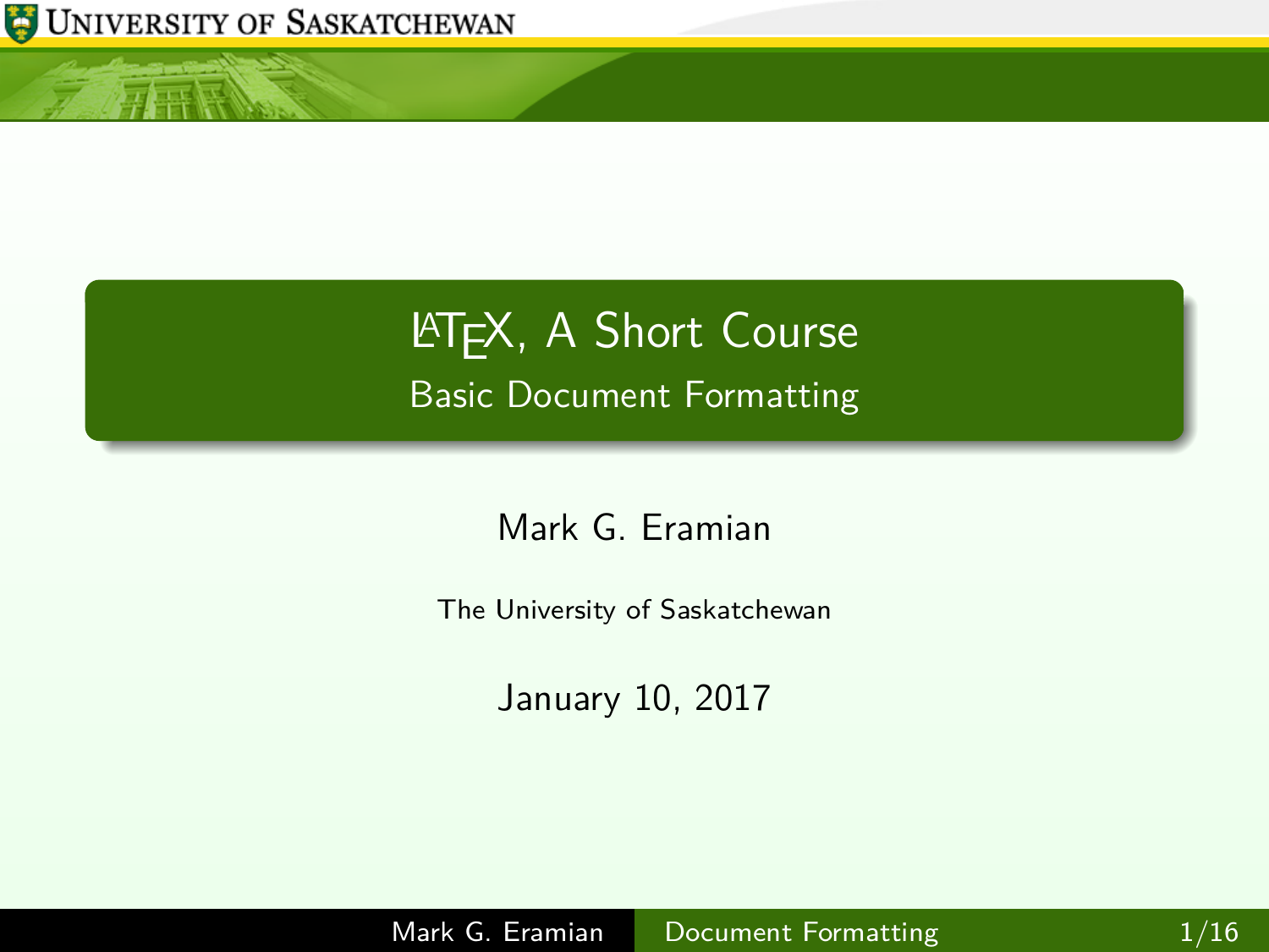# LaTeX, A Short Course

## Basic Document Formatting

Mark G. Eramian

The University of Saskatchewan

January 10, 2017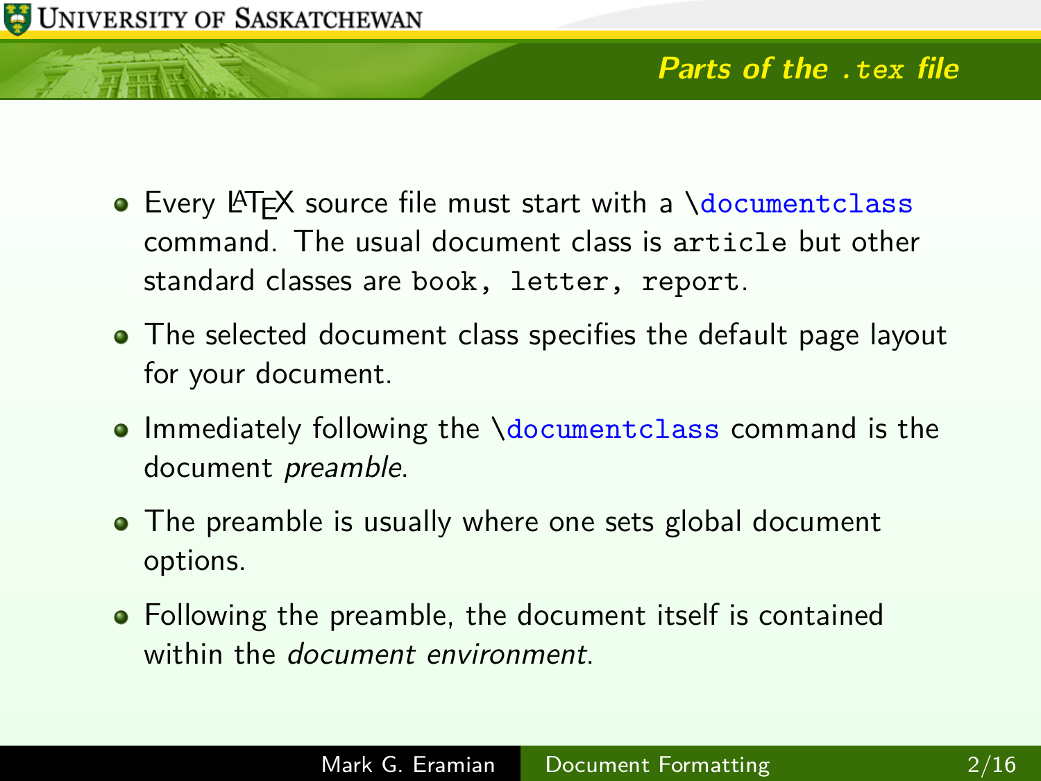## Parts of the `.tex` file

- Every LaTeX source file must start with a `\documentclass` command. The usual document class is `article` but other standard classes are `book`, `letter`, `report`.
- The selected document class specifies the default page layout for your document.
- Immediately following the `\documentclass` command is the document *preamble*.
- The preamble is usually where one sets global document options.
- Following the preamble, the document itself is contained within the *document environment*.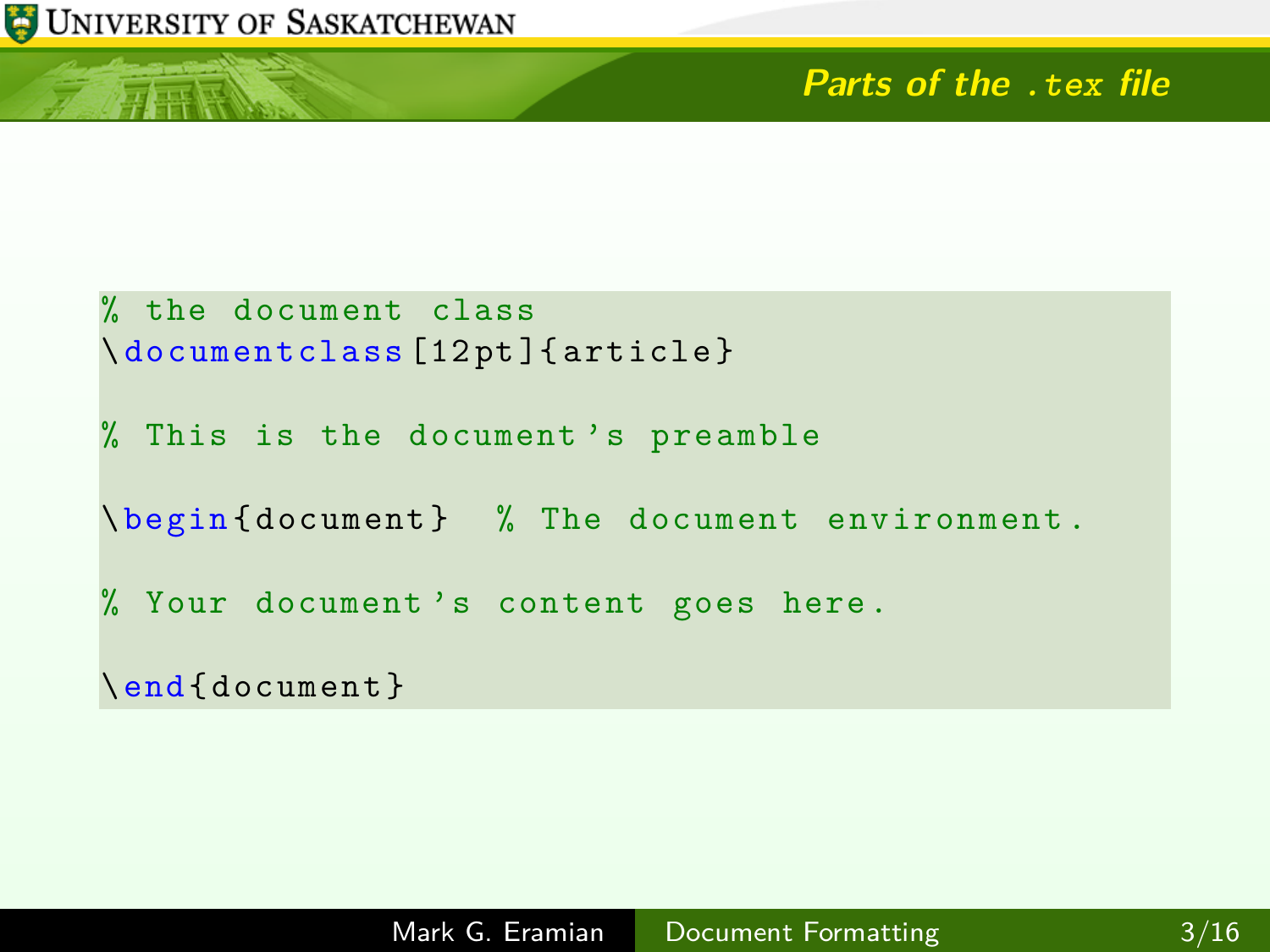## Parts of the .tex file

```latex
% the document class
\documentclass[12pt]{article}

% This is the document's preamble

\begin{document}  % The document environment.

% Your document's content goes here.

\end{document}
```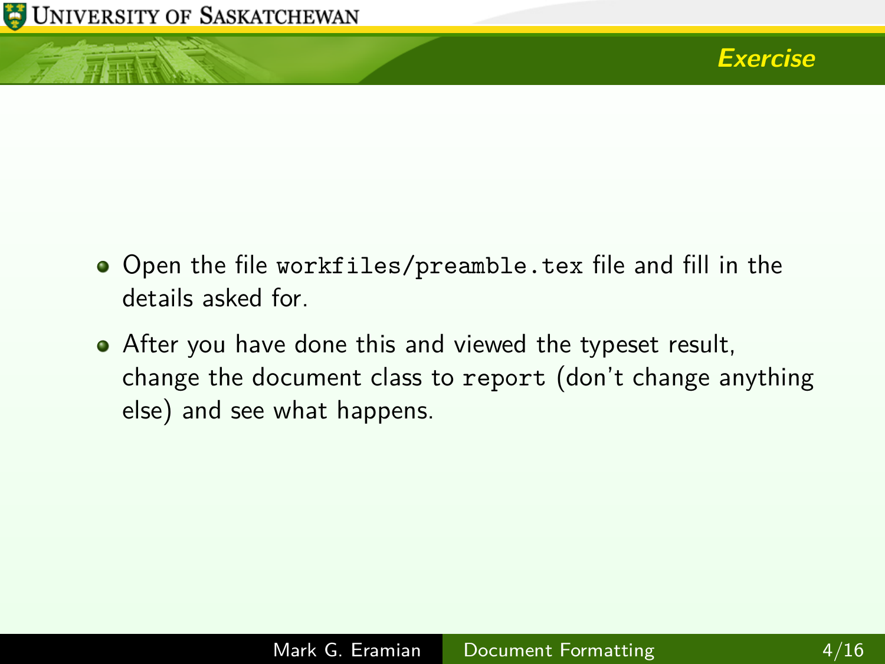## Exercise

- Open the file `workfiles/preamble.tex` file and fill in the details asked for.
- After you have done this and viewed the typeset result, change the document class to `report` (don't change anything else) and see what happens.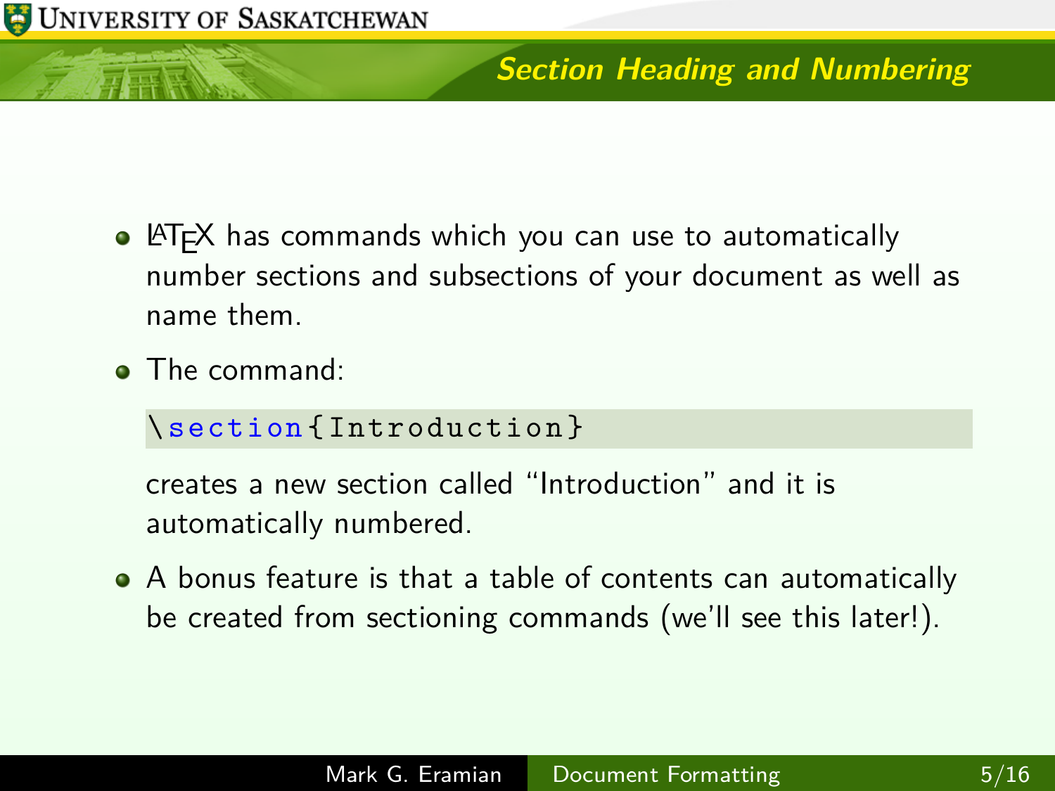## Section Heading and Numbering

- LaTeX has commands which you can use to automatically number sections and subsections of your document as well as name them.
- The command:

  ```
  \section{Introduction}
  ```

  creates a new section called "Introduction" and it is automatically numbered.
- A bonus feature is that a table of contents can automatically be created from sectioning commands (we'll see this later!).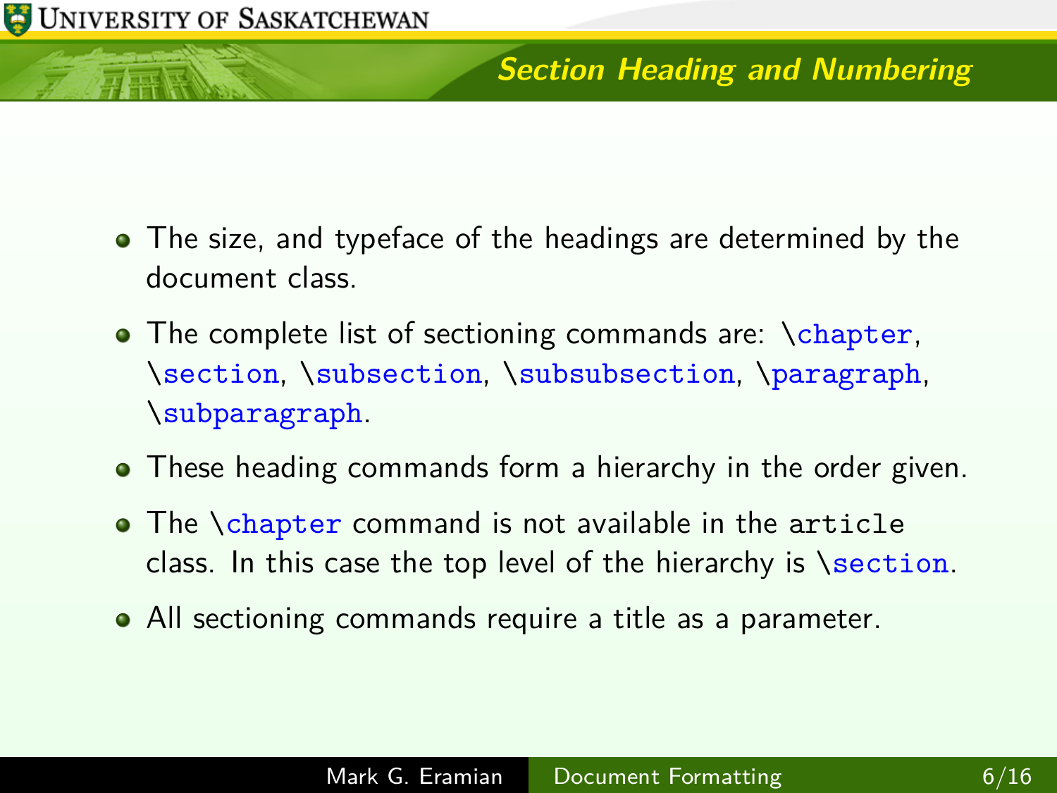## Section Heading and Numbering

- The size, and typeface of the headings are determined by the document class.
- The complete list of sectioning commands are: `\chapter`, `\section`, `\subsection`, `\subsubsection`, `\paragraph`, `\subparagraph`.
- These heading commands form a hierarchy in the order given.
- The `\chapter` command is not available in the `article` class. In this case the top level of the hierarchy is `\section`.
- All sectioning commands require a title as a parameter.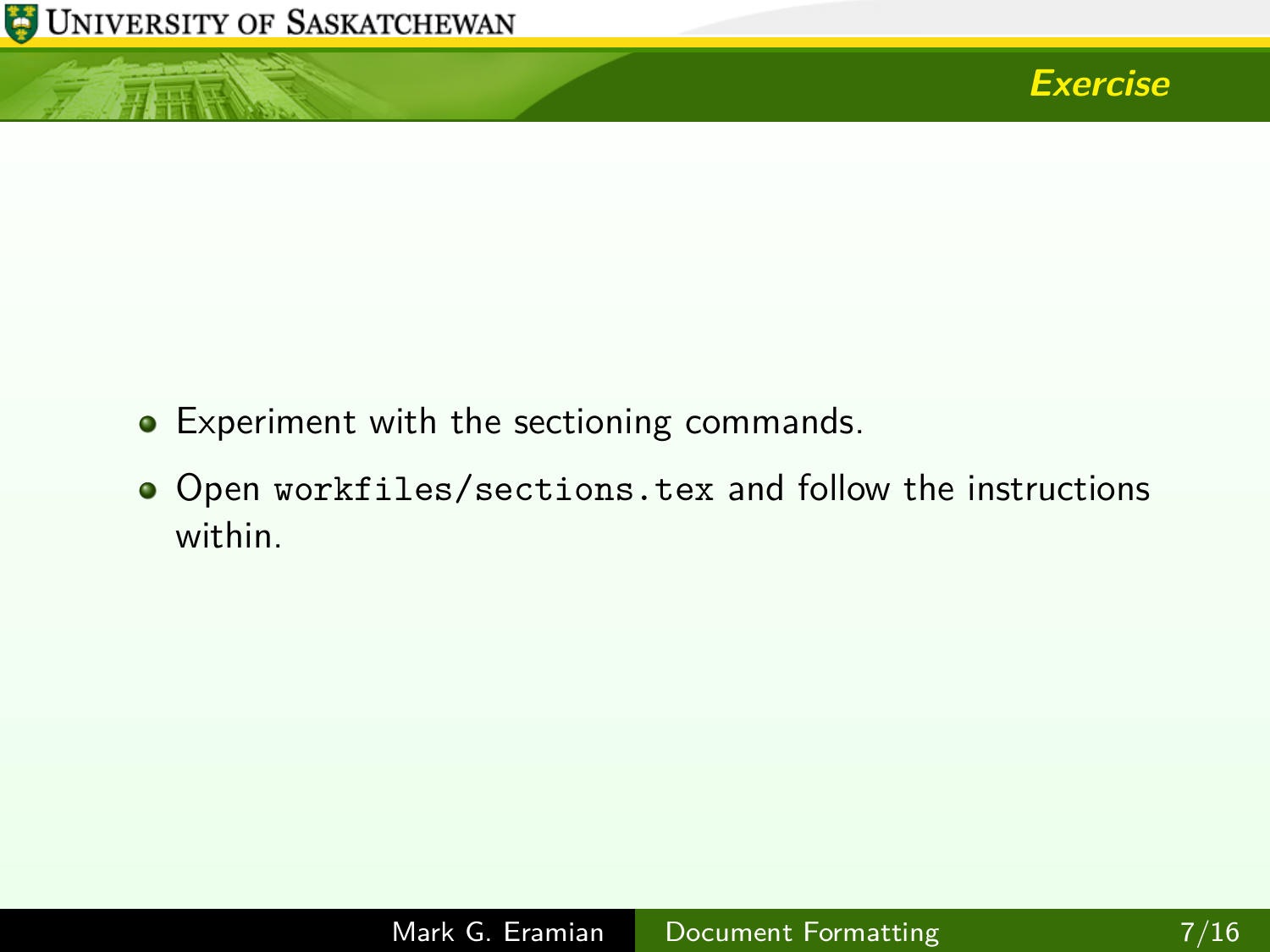## Exercise

- Experiment with the sectioning commands.
- Open `workfiles/sections.tex` and follow the instructions within.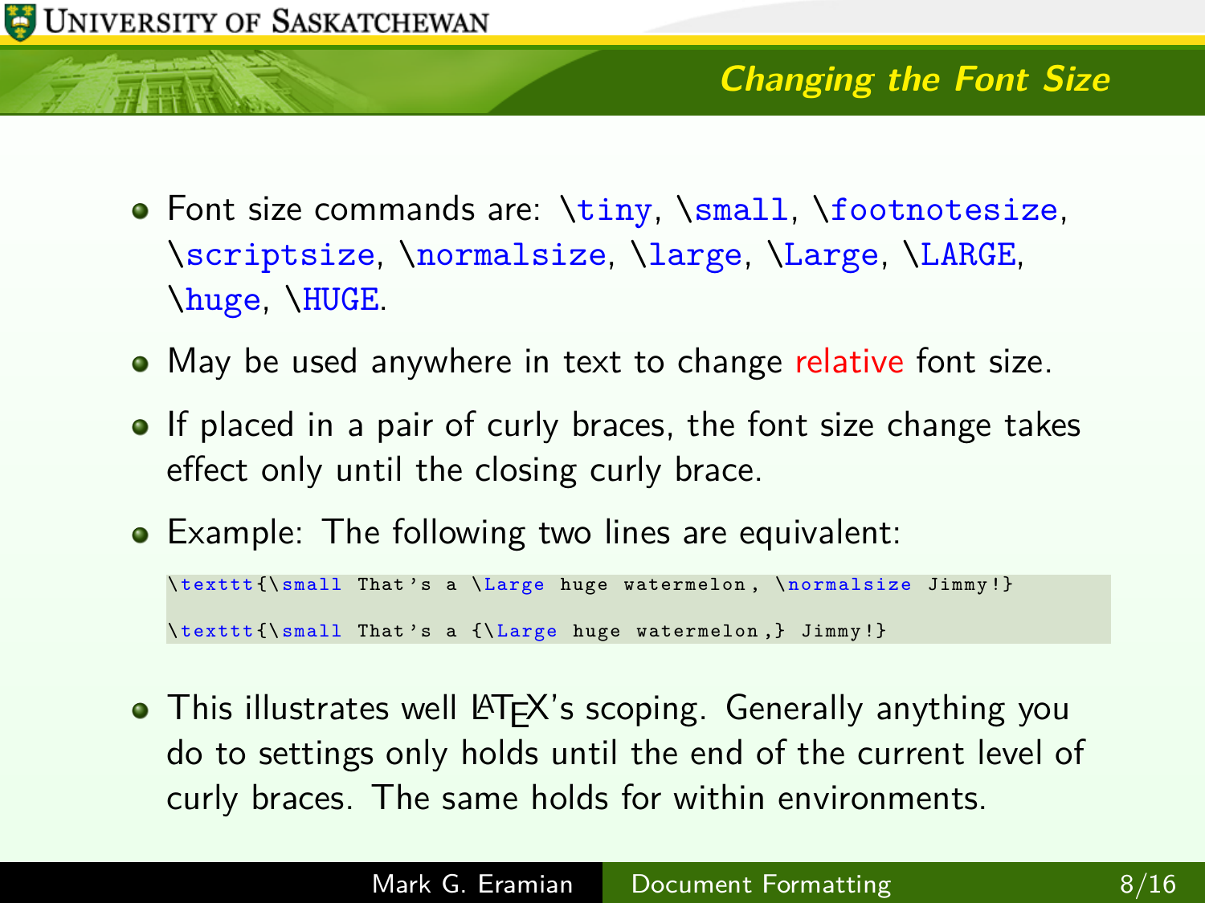## Changing the Font Size

- Font size commands are: `\tiny`, `\small`, `\footnotesize`, `\scriptsize`, `\normalsize`, `\large`, `\Large`, `\LARGE`, `\huge`, `\HUGE`.
- May be used anywhere in text to change relative font size.
- If placed in a pair of curly braces, the font size change takes effect only until the closing curly brace.
- Example: The following two lines are equivalent:

```
\texttt{\small That's a \Large huge watermelon, \normalsize Jimmy!}

\texttt{\small That's a {\Large huge watermelon,} Jimmy!}
```

- This illustrates well LaTeX's scoping. Generally anything you do to settings only holds until the end of the current level of curly braces. The same holds for within environments.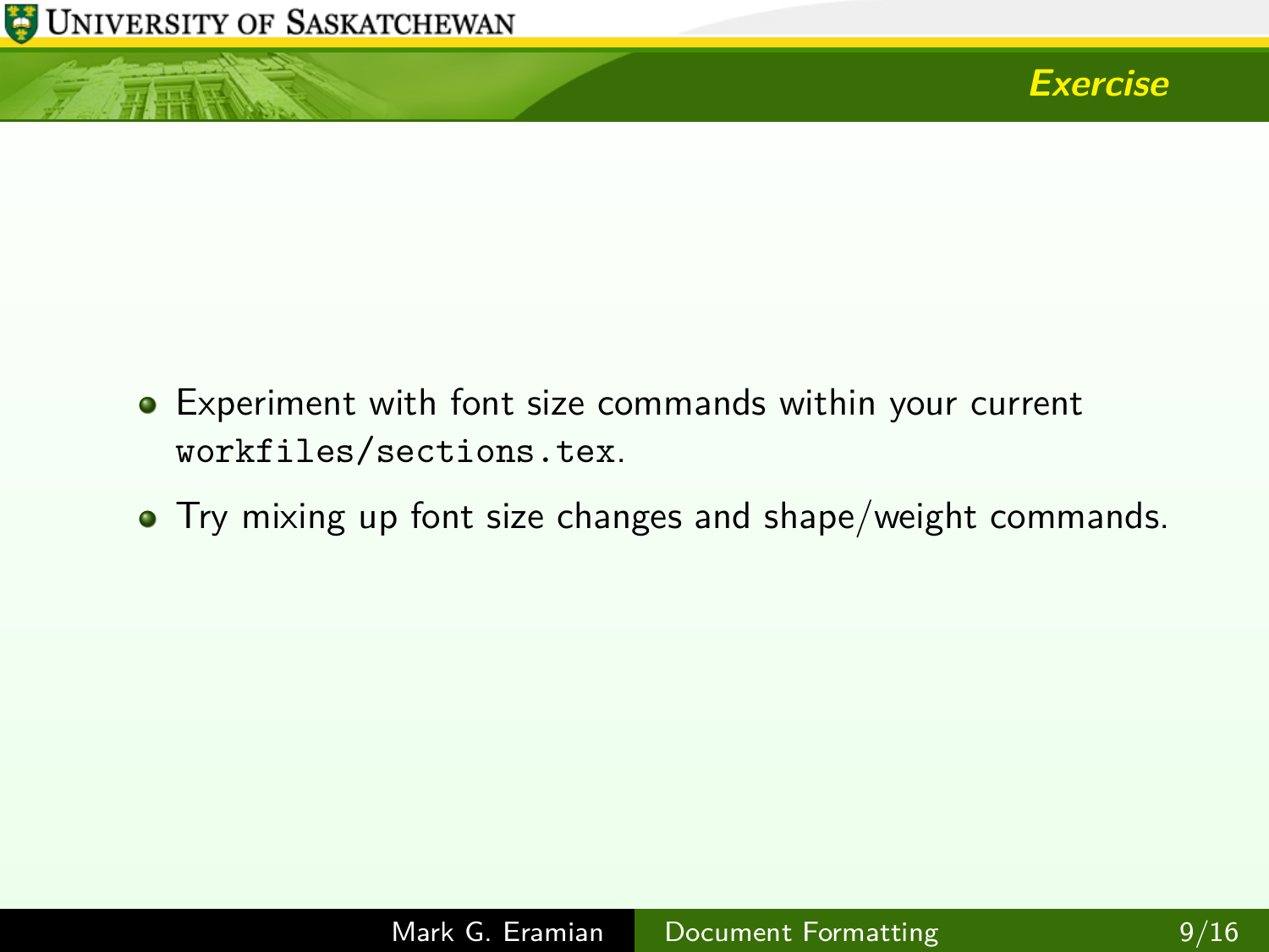## Exercise

- Experiment with font size commands within your current `workfiles/sections.tex`.
- Try mixing up font size changes and shape/weight commands.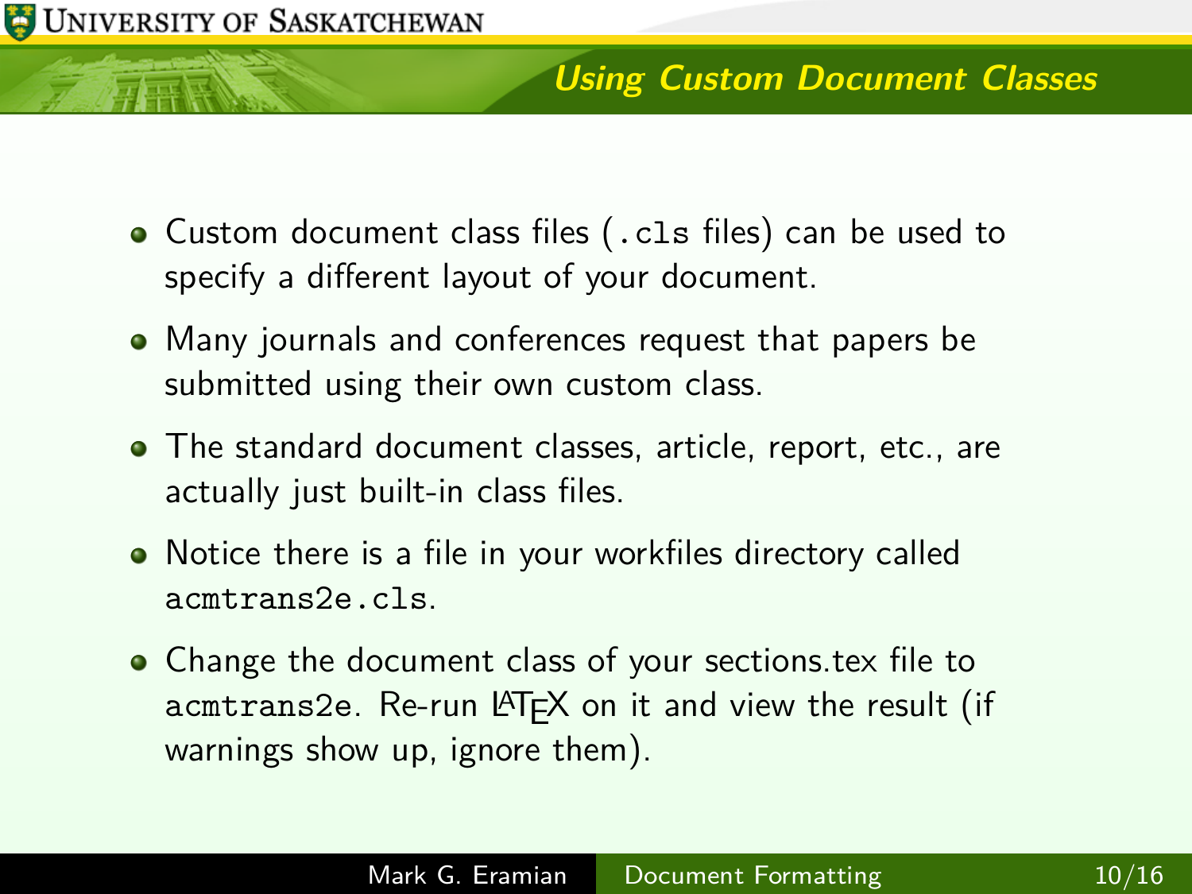## Using Custom Document Classes

- Custom document class files (`.cls` files) can be used to specify a different layout of your document.
- Many journals and conferences request that papers be submitted using their own custom class.
- The standard document classes, article, report, etc., are actually just built-in class files.
- Notice there is a file in your workfiles directory called `acmtrans2e.cls`.
- Change the document class of your sections.tex file to `acmtrans2e`. Re-run LaTeX on it and view the result (if warnings show up, ignore them).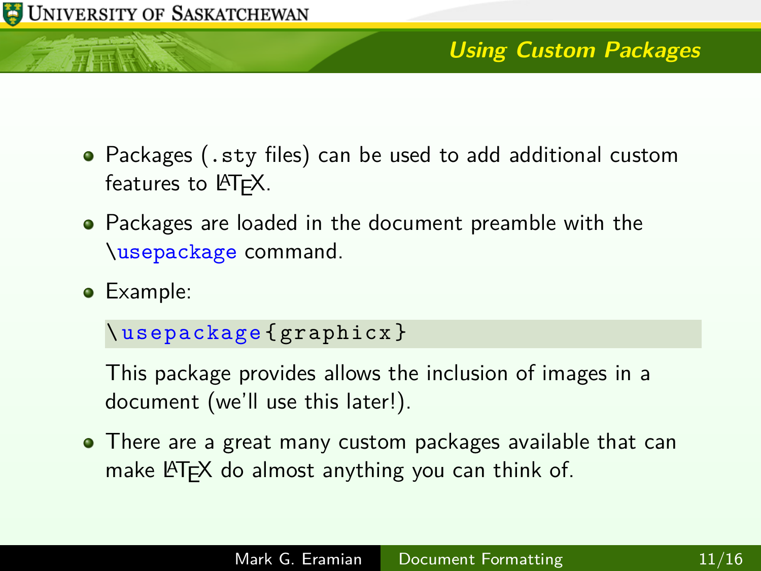## Using Custom Packages

- Packages (`.sty` files) can be used to add additional custom features to LaTeX.
- Packages are loaded in the document preamble with the `\usepackage` command.
- Example:

  ```
  \usepackage{graphicx}
  ```

  This package provides allows the inclusion of images in a document (we'll use this later!).
- There are a great many custom packages available that can make LaTeX do almost anything you can think of.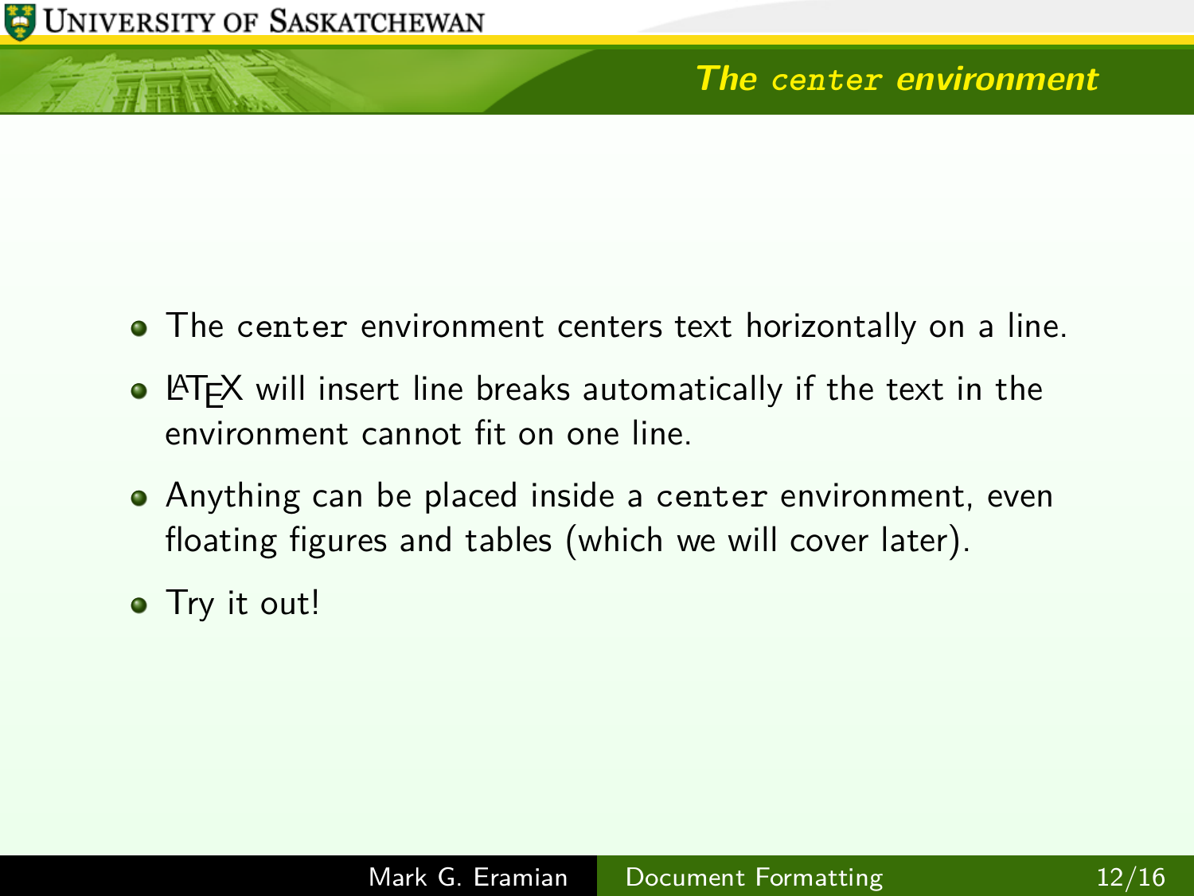## The `center` environment

- The `center` environment centers text horizontally on a line.
- LaTeX will insert line breaks automatically if the text in the environment cannot fit on one line.
- Anything can be placed inside a `center` environment, even floating figures and tables (which we will cover later).
- Try it out!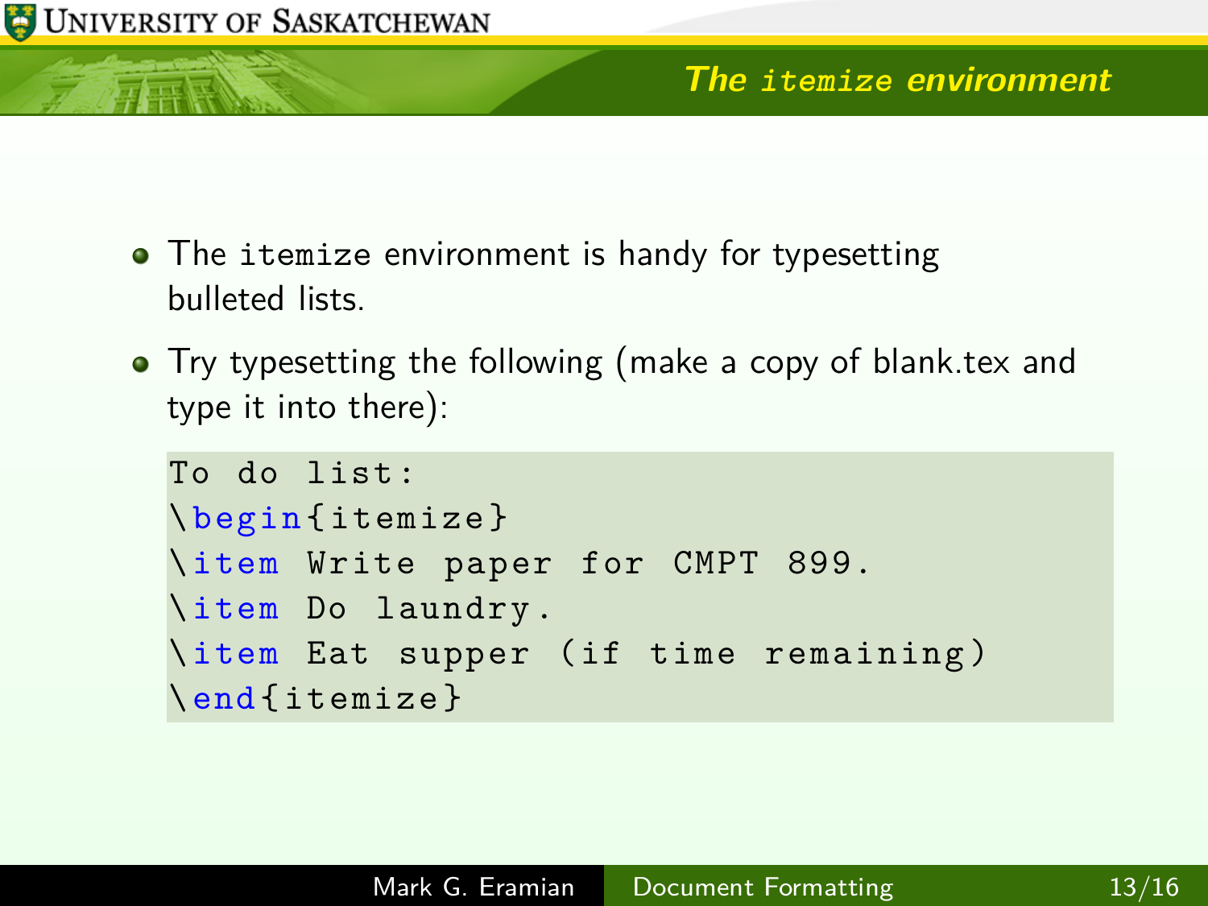## The `itemize` environment

- The `itemize` environment is handy for typesetting bulleted lists.
- Try typesetting the following (make a copy of blank.tex and type it into there):

```
To do list:
\begin{itemize}
\item Write paper for CMPT 899.
\item Do laundry.
\item Eat supper (if time remaining)
\end{itemize}
```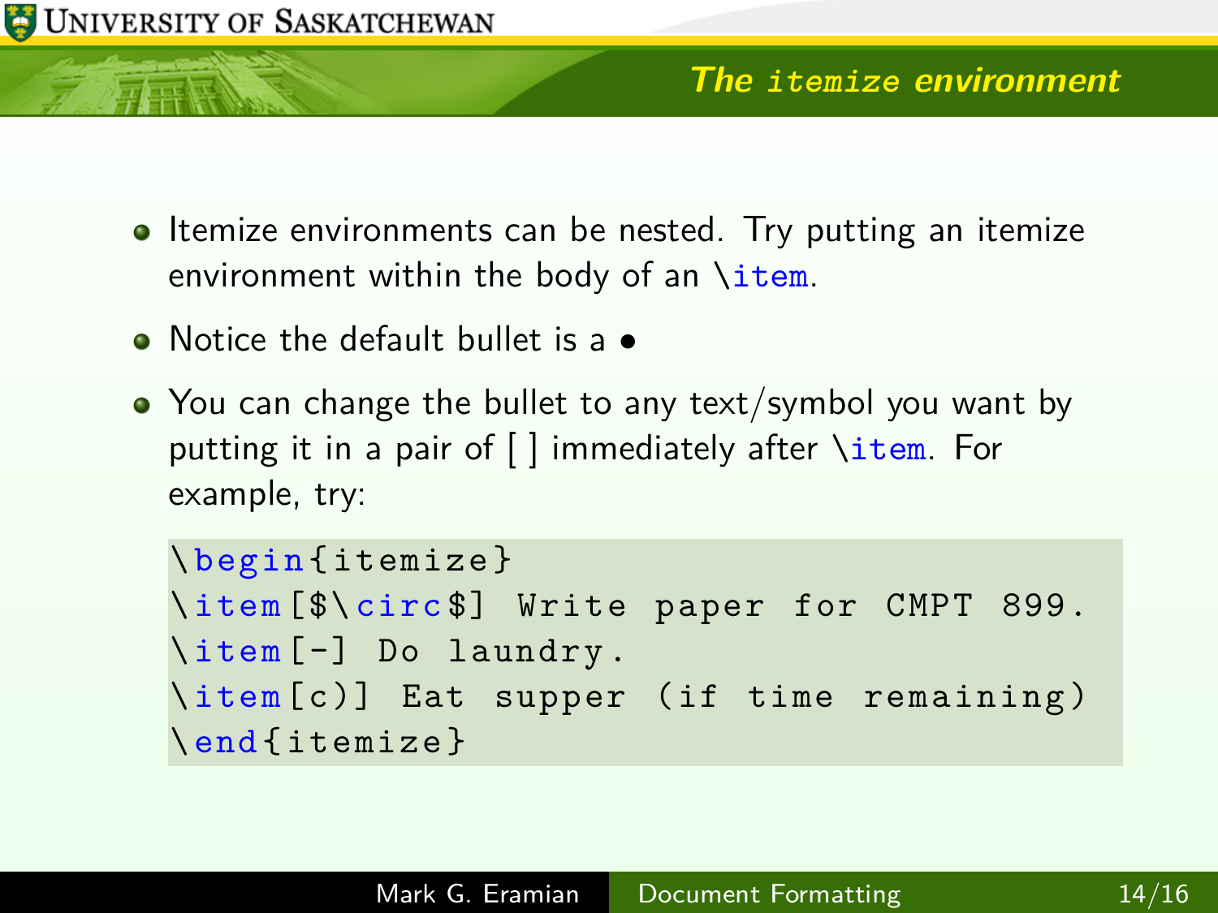## The `itemize` environment

- Itemize environments can be nested. Try putting an itemize environment within the body of an `\item`.
- Notice the default bullet is a •
- You can change the bullet to any text/symbol you want by putting it in a pair of [ ] immediately after `\item`. For example, try:

```
\begin{itemize}
\item[$\circ$] Write paper for CMPT 899.
\item[-] Do laundry.
\item[c)] Eat supper (if time remaining)
\end{itemize}
```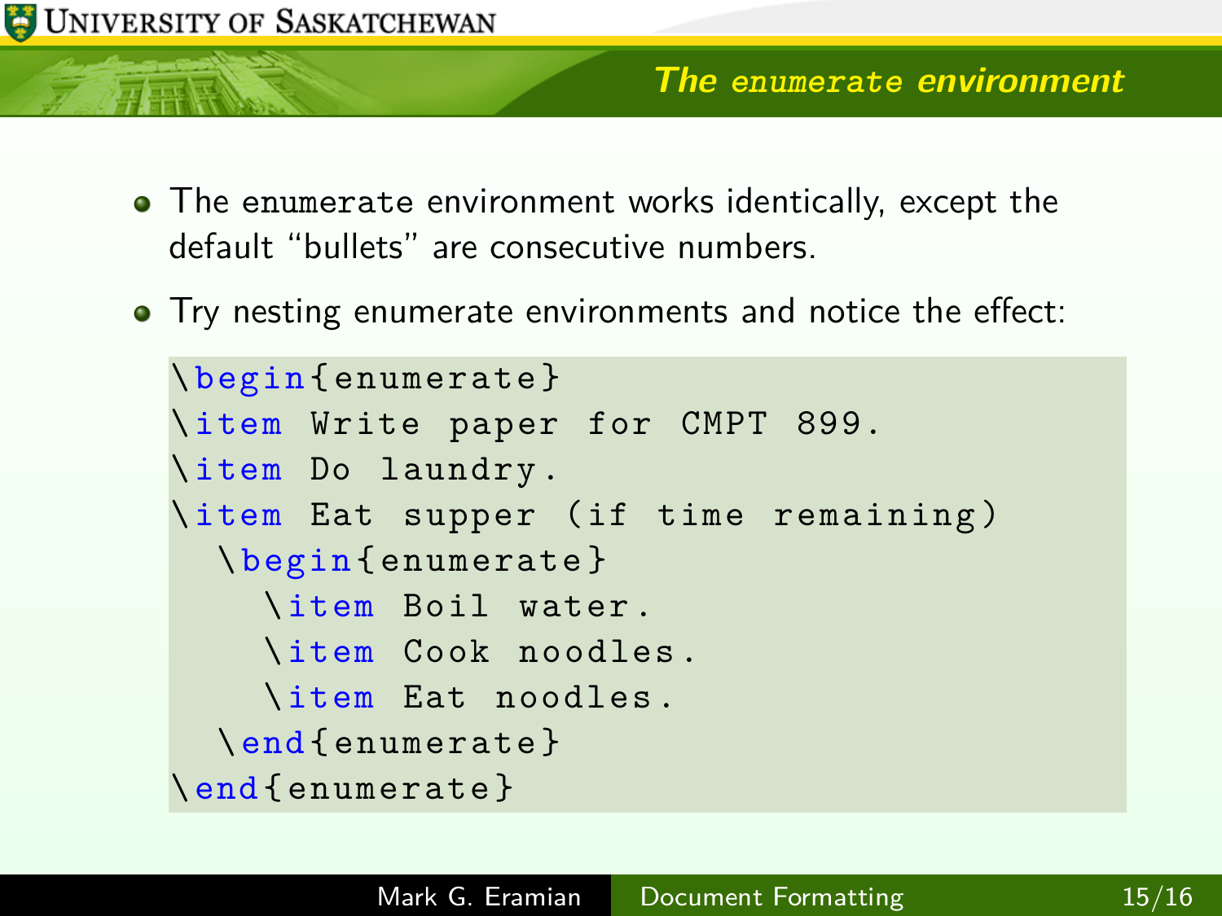## The `enumerate` environment

- The `enumerate` environment works identically, except the default "bullets" are consecutive numbers.
- Try nesting enumerate environments and notice the effect:

```
\begin{enumerate}
\item Write paper for CMPT 899.
\item Do laundry.
\item Eat supper (if time remaining)
  \begin{enumerate}
    \item Boil water.
    \item Cook noodles.
    \item Eat noodles.
  \end{enumerate}
\end{enumerate}
```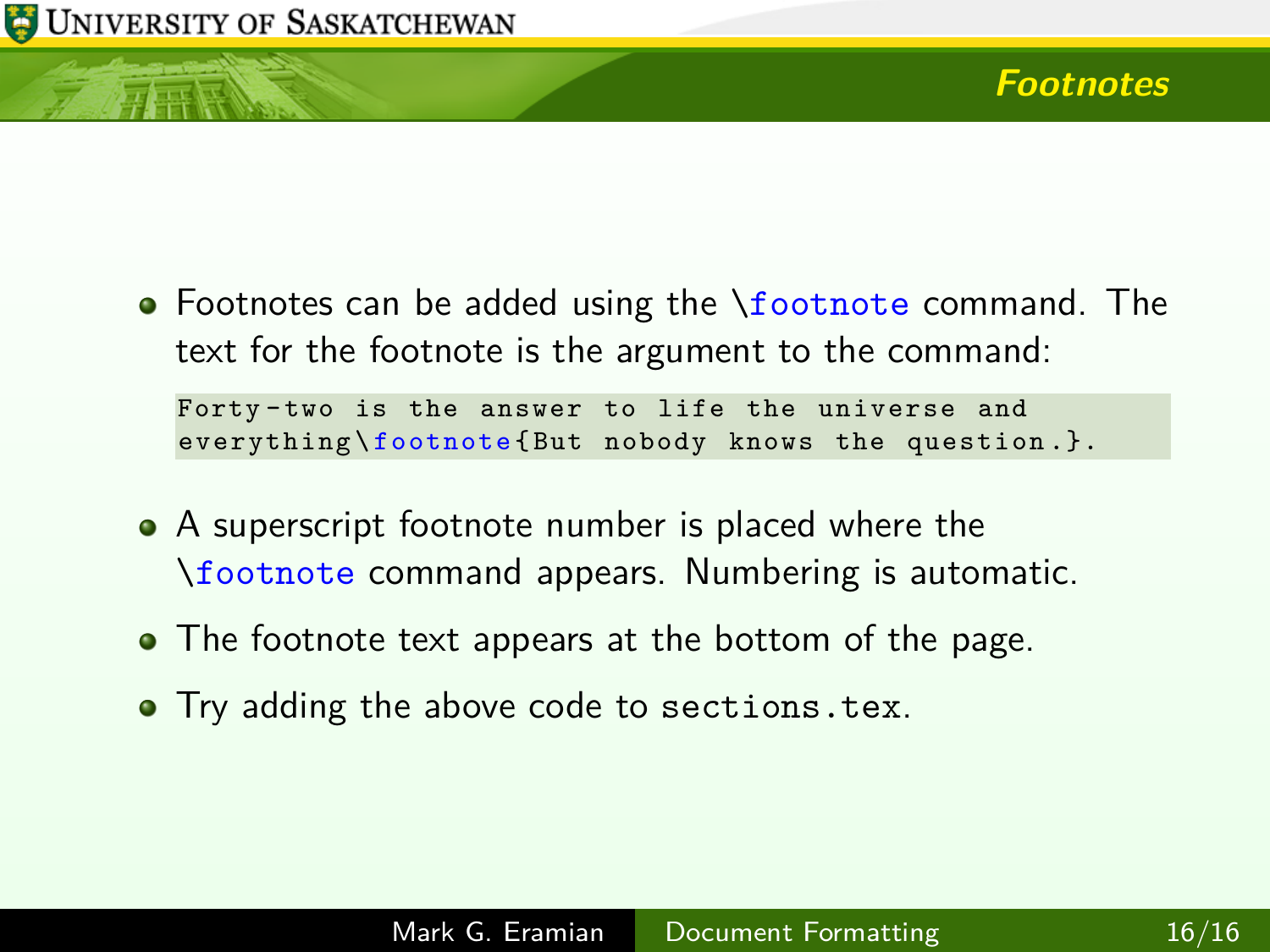## Footnotes

- Footnotes can be added using the `\footnote` command. The text for the footnote is the argument to the command:

```
Forty-two is the answer to life the universe and
everything\footnote{But nobody knows the question.}.
```

- A superscript footnote number is placed where the `\footnote` command appears. Numbering is automatic.
- The footnote text appears at the bottom of the page.
- Try adding the above code to `sections.tex`.